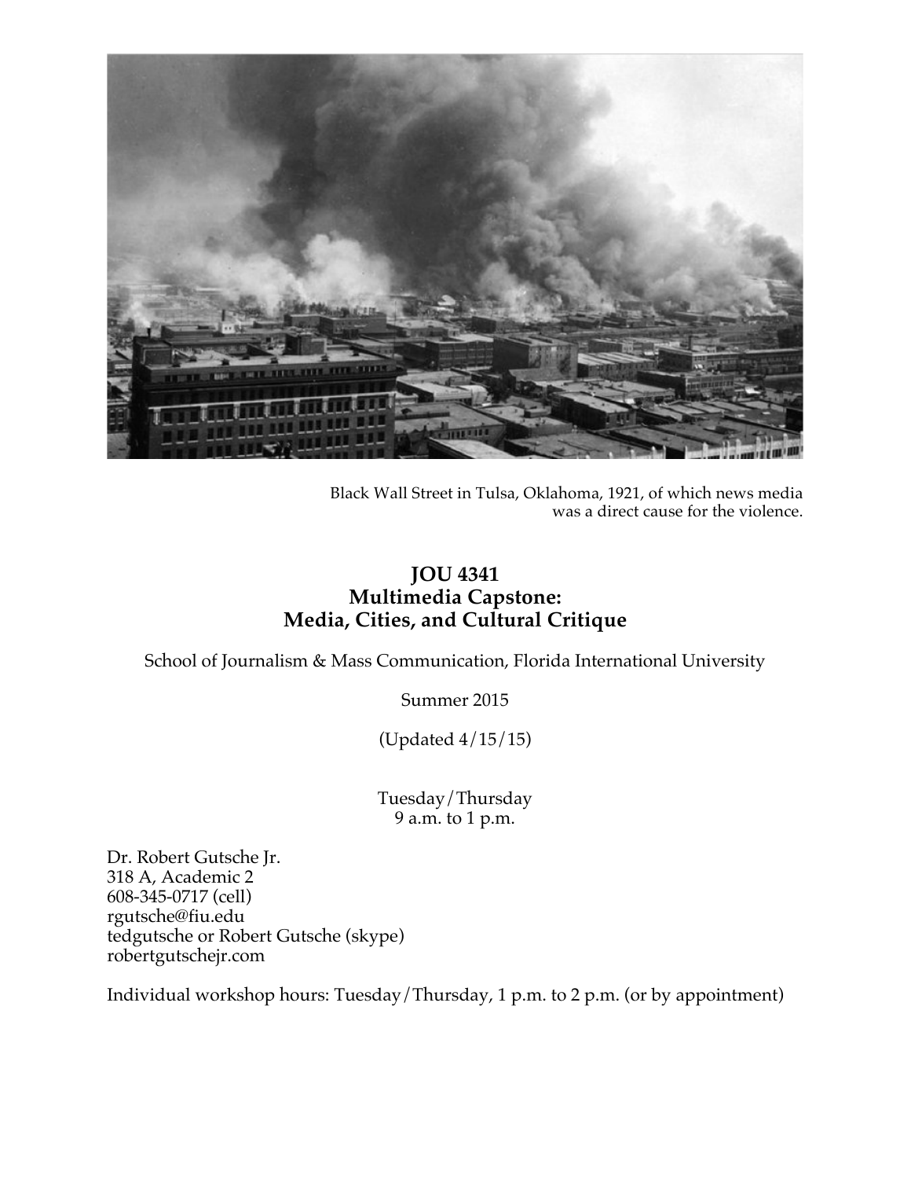Black Wall Street in Tulsa, Oklahoma, 1921, of which news media was a direct cause for the violence.

# JOU 4341
# Multimedia Capstone:
# Media, Cities, and Cultural Critique

School of Journalism & Mass Communication, Florida International University

Summer 2015

(Updated 4/15/15)

Tuesday/Thursday
9 a.m. to 1 p.m.

Dr. Robert Gutsche Jr.
318 A, Academic 2
608-345-0717 (cell)
rgutsche@fiu.edu
tedgutsche or Robert Gutsche (skype)
robertgutschejr.com

Individual workshop hours: Tuesday/Thursday, 1 p.m. to 2 p.m. (or by appointment)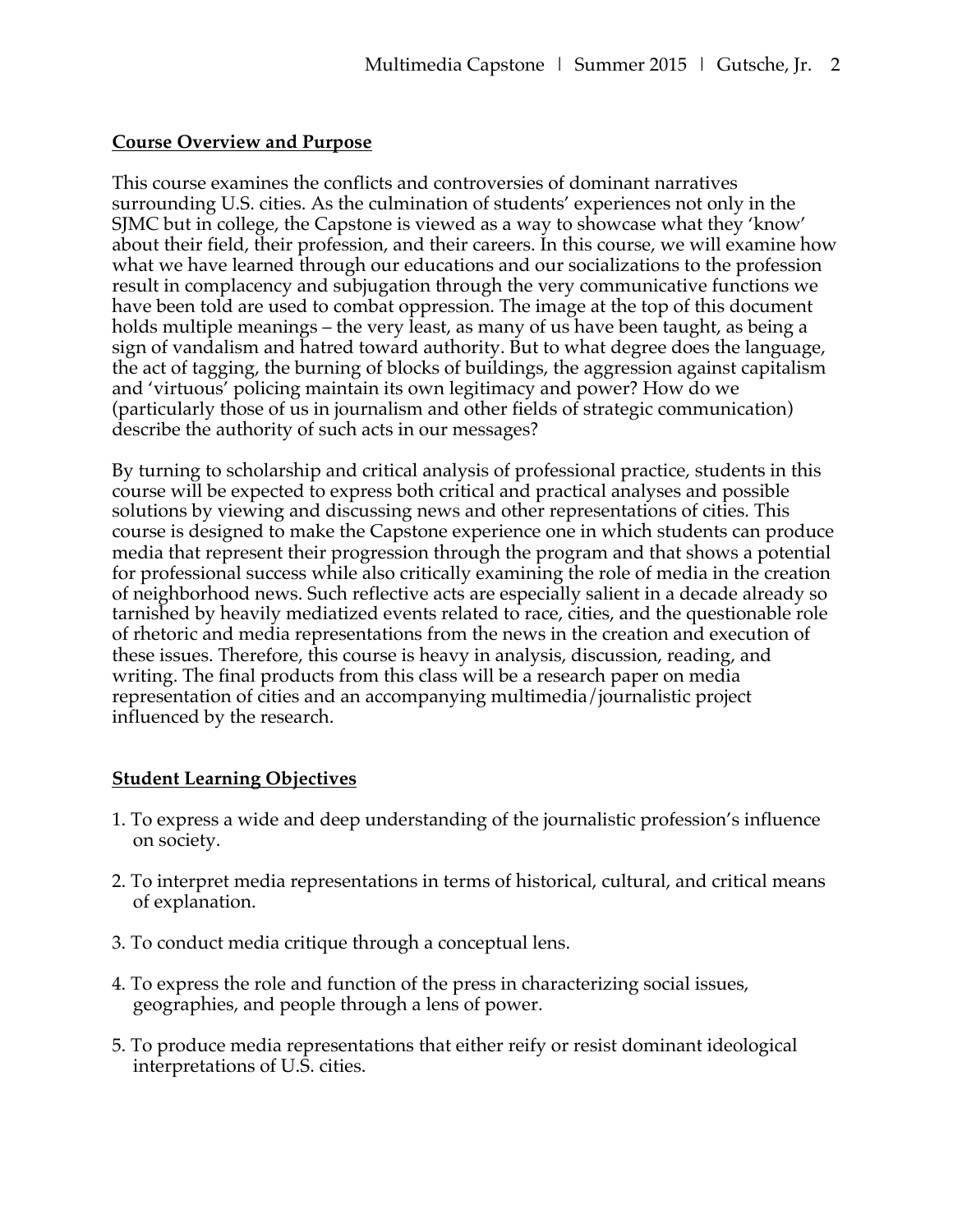## Course Overview and Purpose

This course examines the conflicts and controversies of dominant narratives surrounding U.S. cities. As the culmination of students' experiences not only in the SJMC but in college, the Capstone is viewed as a way to showcase what they 'know' about their field, their profession, and their careers. In this course, we will examine how what we have learned through our educations and our socializations to the profession result in complacency and subjugation through the very communicative functions we have been told are used to combat oppression. The image at the top of this document holds multiple meanings – the very least, as many of us have been taught, as being a sign of vandalism and hatred toward authority. But to what degree does the language, the act of tagging, the burning of blocks of buildings, the aggression against capitalism and 'virtuous' policing maintain its own legitimacy and power? How do we (particularly those of us in journalism and other fields of strategic communication) describe the authority of such acts in our messages?

By turning to scholarship and critical analysis of professional practice, students in this course will be expected to express both critical and practical analyses and possible solutions by viewing and discussing news and other representations of cities. This course is designed to make the Capstone experience one in which students can produce media that represent their progression through the program and that shows a potential for professional success while also critically examining the role of media in the creation of neighborhood news. Such reflective acts are especially salient in a decade already so tarnished by heavily mediatized events related to race, cities, and the questionable role of rhetoric and media representations from the news in the creation and execution of these issues. Therefore, this course is heavy in analysis, discussion, reading, and writing. The final products from this class will be a research paper on media representation of cities and an accompanying multimedia/journalistic project influenced by the research.

## Student Learning Objectives

1. To express a wide and deep understanding of the journalistic profession's influence on society.

2. To interpret media representations in terms of historical, cultural, and critical means of explanation.

3. To conduct media critique through a conceptual lens.

4. To express the role and function of the press in characterizing social issues, geographies, and people through a lens of power.

5. To produce media representations that either reify or resist dominant ideological interpretations of U.S. cities.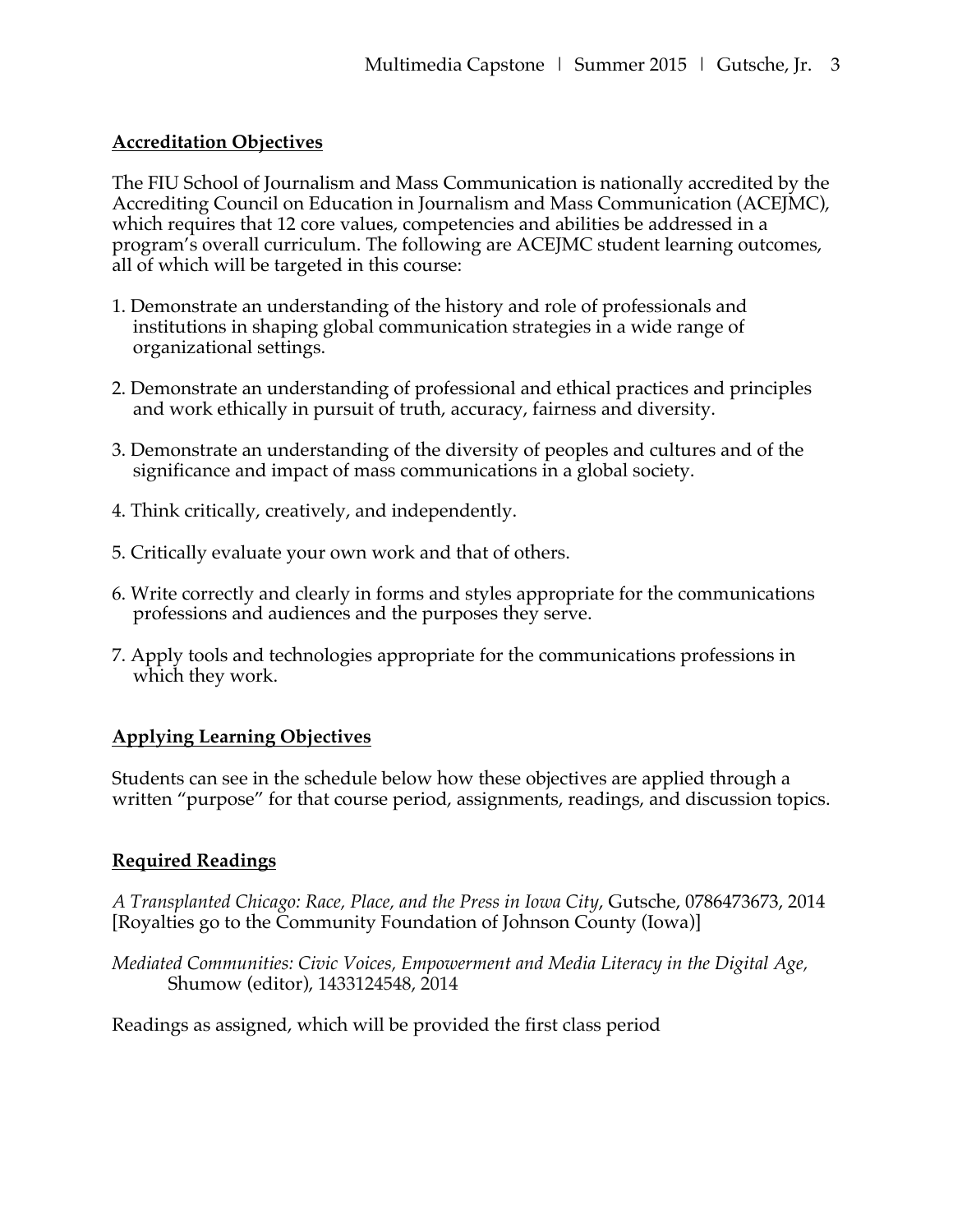## Accreditation Objectives

The FIU School of Journalism and Mass Communication is nationally accredited by the Accrediting Council on Education in Journalism and Mass Communication (ACEJMC), which requires that 12 core values, competencies and abilities be addressed in a program's overall curriculum. The following are ACEJMC student learning outcomes, all of which will be targeted in this course:

1. Demonstrate an understanding of the history and role of professionals and institutions in shaping global communication strategies in a wide range of organizational settings.

2. Demonstrate an understanding of professional and ethical practices and principles and work ethically in pursuit of truth, accuracy, fairness and diversity.

3. Demonstrate an understanding of the diversity of peoples and cultures and of the significance and impact of mass communications in a global society.

4. Think critically, creatively, and independently.

5. Critically evaluate your own work and that of others.

6. Write correctly and clearly in forms and styles appropriate for the communications professions and audiences and the purposes they serve.

7. Apply tools and technologies appropriate for the communications professions in which they work.

## Applying Learning Objectives

Students can see in the schedule below how these objectives are applied through a written "purpose" for that course period, assignments, readings, and discussion topics.

## Required Readings

*A Transplanted Chicago: Race, Place, and the Press in Iowa City*, Gutsche, 0786473673, 2014 [Royalties go to the Community Foundation of Johnson County (Iowa)]

*Mediated Communities: Civic Voices, Empowerment and Media Literacy in the Digital Age,* Shumow (editor), 1433124548, 2014

Readings as assigned, which will be provided the first class period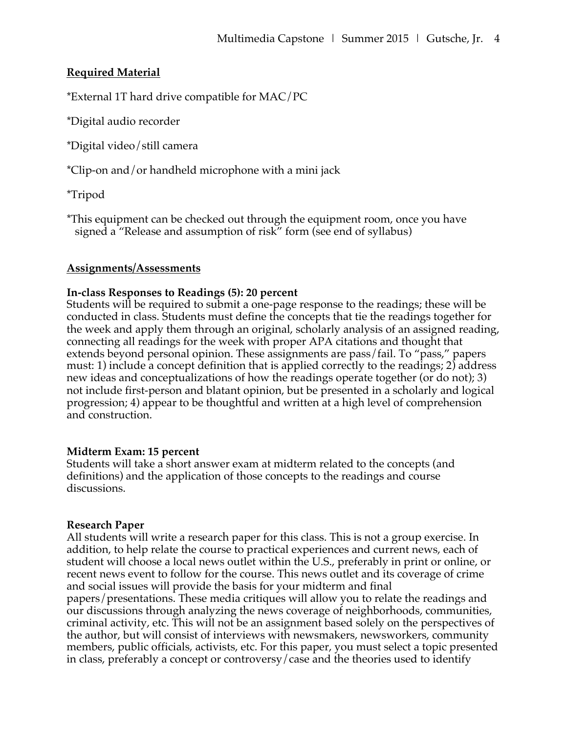**Required Material**

*External 1T hard drive compatible for MAC/PC

*Digital audio recorder

*Digital video/still camera

*Clip-on and/or handheld microphone with a mini jack

*Tripod

*This equipment can be checked out through the equipment room, once you have signed a "Release and assumption of risk" form (see end of syllabus)

**Assignments/Assessments**

**In-class Responses to Readings (5): 20 percent**
Students will be required to submit a one-page response to the readings; these will be conducted in class. Students must define the concepts that tie the readings together for the week and apply them through an original, scholarly analysis of an assigned reading, connecting all readings for the week with proper APA citations and thought that extends beyond personal opinion. These assignments are pass/fail. To "pass," papers must: 1) include a concept definition that is applied correctly to the readings; 2) address new ideas and conceptualizations of how the readings operate together (or do not); 3) not include first-person and blatant opinion, but be presented in a scholarly and logical progression; 4) appear to be thoughtful and written at a high level of comprehension and construction.

**Midterm Exam: 15 percent**
Students will take a short answer exam at midterm related to the concepts (and definitions) and the application of those concepts to the readings and course discussions.

**Research Paper**
All students will write a research paper for this class. This is not a group exercise. In addition, to help relate the course to practical experiences and current news, each of student will choose a local news outlet within the U.S., preferably in print or online, or recent news event to follow for the course. This news outlet and its coverage of crime and social issues will provide the basis for your midterm and final papers/presentations. These media critiques will allow you to relate the readings and our discussions through analyzing the news coverage of neighborhoods, communities, criminal activity, etc. This will not be an assignment based solely on the perspectives of the author, but will consist of interviews with newsmakers, newsworkers, community members, public officials, activists, etc. For this paper, you must select a topic presented in class, preferably a concept or controversy/case and the theories used to identify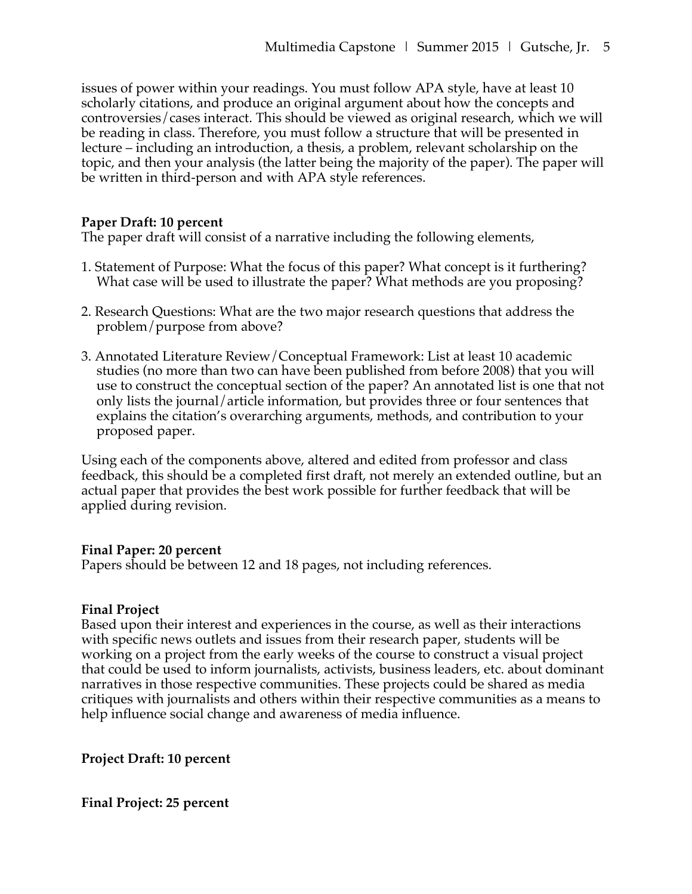issues of power within your readings. You must follow APA style, have at least 10 scholarly citations, and produce an original argument about how the concepts and controversies/cases interact. This should be viewed as original research, which we will be reading in class. Therefore, you must follow a structure that will be presented in lecture – including an introduction, a thesis, a problem, relevant scholarship on the topic, and then your analysis (the latter being the majority of the paper). The paper will be written in third-person and with APA style references.

**Paper Draft: 10 percent**
The paper draft will consist of a narrative including the following elements,

1. Statement of Purpose: What the focus of this paper? What concept is it furthering? What case will be used to illustrate the paper? What methods are you proposing?

2. Research Questions: What are the two major research questions that address the problem/purpose from above?

3. Annotated Literature Review/Conceptual Framework: List at least 10 academic studies (no more than two can have been published from before 2008) that you will use to construct the conceptual section of the paper? An annotated list is one that not only lists the journal/article information, but provides three or four sentences that explains the citation's overarching arguments, methods, and contribution to your proposed paper.

Using each of the components above, altered and edited from professor and class feedback, this should be a completed first draft, not merely an extended outline, but an actual paper that provides the best work possible for further feedback that will be applied during revision.

**Final Paper: 20 percent**
Papers should be between 12 and 18 pages, not including references.

**Final Project**
Based upon their interest and experiences in the course, as well as their interactions with specific news outlets and issues from their research paper, students will be working on a project from the early weeks of the course to construct a visual project that could be used to inform journalists, activists, business leaders, etc. about dominant narratives in those respective communities. These projects could be shared as media critiques with journalists and others within their respective communities as a means to help influence social change and awareness of media influence.

**Project Draft: 10 percent**

**Final Project: 25 percent**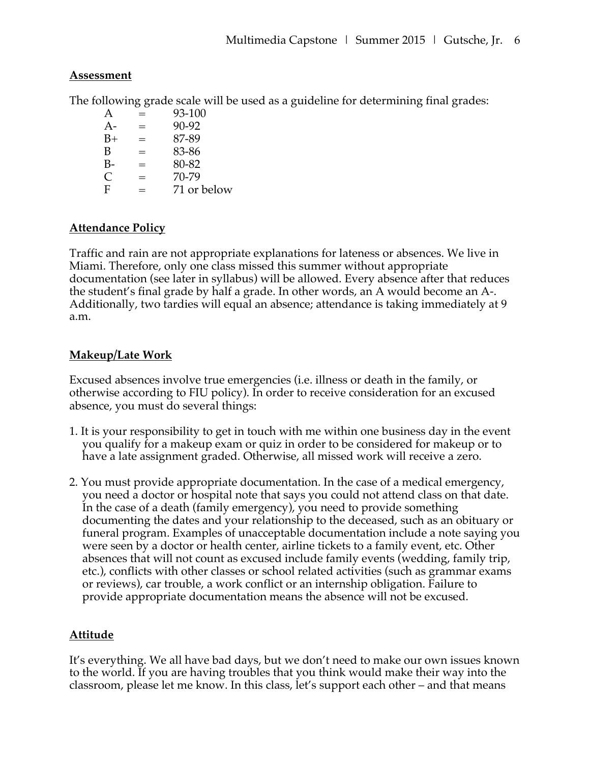**Assessment**

The following grade scale will be used as a guideline for determining final grades:

| | | |
|---|---|---|
| A | = | 93-100 |
| A- | = | 90-92 |
| B+ | = | 87-89 |
| B | = | 83-86 |
| B- | = | 80-82 |
| C | = | 70-79 |
| F | = | 71 or below |

**Attendance Policy**

Traffic and rain are not appropriate explanations for lateness or absences. We live in Miami. Therefore, only one class missed this summer without appropriate documentation (see later in syllabus) will be allowed. Every absence after that reduces the student's final grade by half a grade. In other words, an A would become an A-. Additionally, two tardies will equal an absence; attendance is taking immediately at 9 a.m.

**Makeup/Late Work**

Excused absences involve true emergencies (i.e. illness or death in the family, or otherwise according to FIU policy). In order to receive consideration for an excused absence, you must do several things:

1. It is your responsibility to get in touch with me within one business day in the event you qualify for a makeup exam or quiz in order to be considered for makeup or to have a late assignment graded. Otherwise, all missed work will receive a zero.

2. You must provide appropriate documentation. In the case of a medical emergency, you need a doctor or hospital note that says you could not attend class on that date. In the case of a death (family emergency), you need to provide something documenting the dates and your relationship to the deceased, such as an obituary or funeral program. Examples of unacceptable documentation include a note saying you were seen by a doctor or health center, airline tickets to a family event, etc. Other absences that will not count as excused include family events (wedding, family trip, etc.), conflicts with other classes or school related activities (such as grammar exams or reviews), car trouble, a work conflict or an internship obligation. Failure to provide appropriate documentation means the absence will not be excused.

**Attitude**

It's everything. We all have bad days, but we don't need to make our own issues known to the world. If you are having troubles that you think would make their way into the classroom, please let me know. In this class, let's support each other – and that means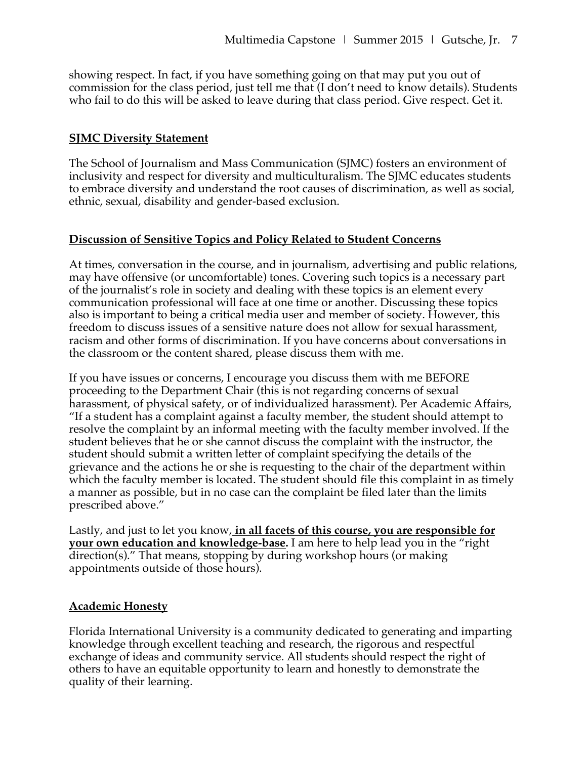showing respect. In fact, if you have something going on that may put you out of commission for the class period, just tell me that (I don't need to know details). Students who fail to do this will be asked to leave during that class period. Give respect. Get it.

## SJMC Diversity Statement

The School of Journalism and Mass Communication (SJMC) fosters an environment of inclusivity and respect for diversity and multiculturalism. The SJMC educates students to embrace diversity and understand the root causes of discrimination, as well as social, ethnic, sexual, disability and gender-based exclusion.

## Discussion of Sensitive Topics and Policy Related to Student Concerns

At times, conversation in the course, and in journalism, advertising and public relations, may have offensive (or uncomfortable) tones. Covering such topics is a necessary part of the journalist's role in society and dealing with these topics is an element every communication professional will face at one time or another. Discussing these topics also is important to being a critical media user and member of society. However, this freedom to discuss issues of a sensitive nature does not allow for sexual harassment, racism and other forms of discrimination. If you have concerns about conversations in the classroom or the content shared, please discuss them with me.

If you have issues or concerns, I encourage you discuss them with me BEFORE proceeding to the Department Chair (this is not regarding concerns of sexual harassment, of physical safety, or of individualized harassment). Per Academic Affairs, "If a student has a complaint against a faculty member, the student should attempt to resolve the complaint by an informal meeting with the faculty member involved. If the student believes that he or she cannot discuss the complaint with the instructor, the student should submit a written letter of complaint specifying the details of the grievance and the actions he or she is requesting to the chair of the department within which the faculty member is located. The student should file this complaint in as timely a manner as possible, but in no case can the complaint be filed later than the limits prescribed above."

Lastly, and just to let you know, **in all facets of this course, you are responsible for your own education and knowledge-base.** I am here to help lead you in the "right direction(s)." That means, stopping by during workshop hours (or making appointments outside of those hours).

## Academic Honesty

Florida International University is a community dedicated to generating and imparting knowledge through excellent teaching and research, the rigorous and respectful exchange of ideas and community service. All students should respect the right of others to have an equitable opportunity to learn and honestly to demonstrate the quality of their learning.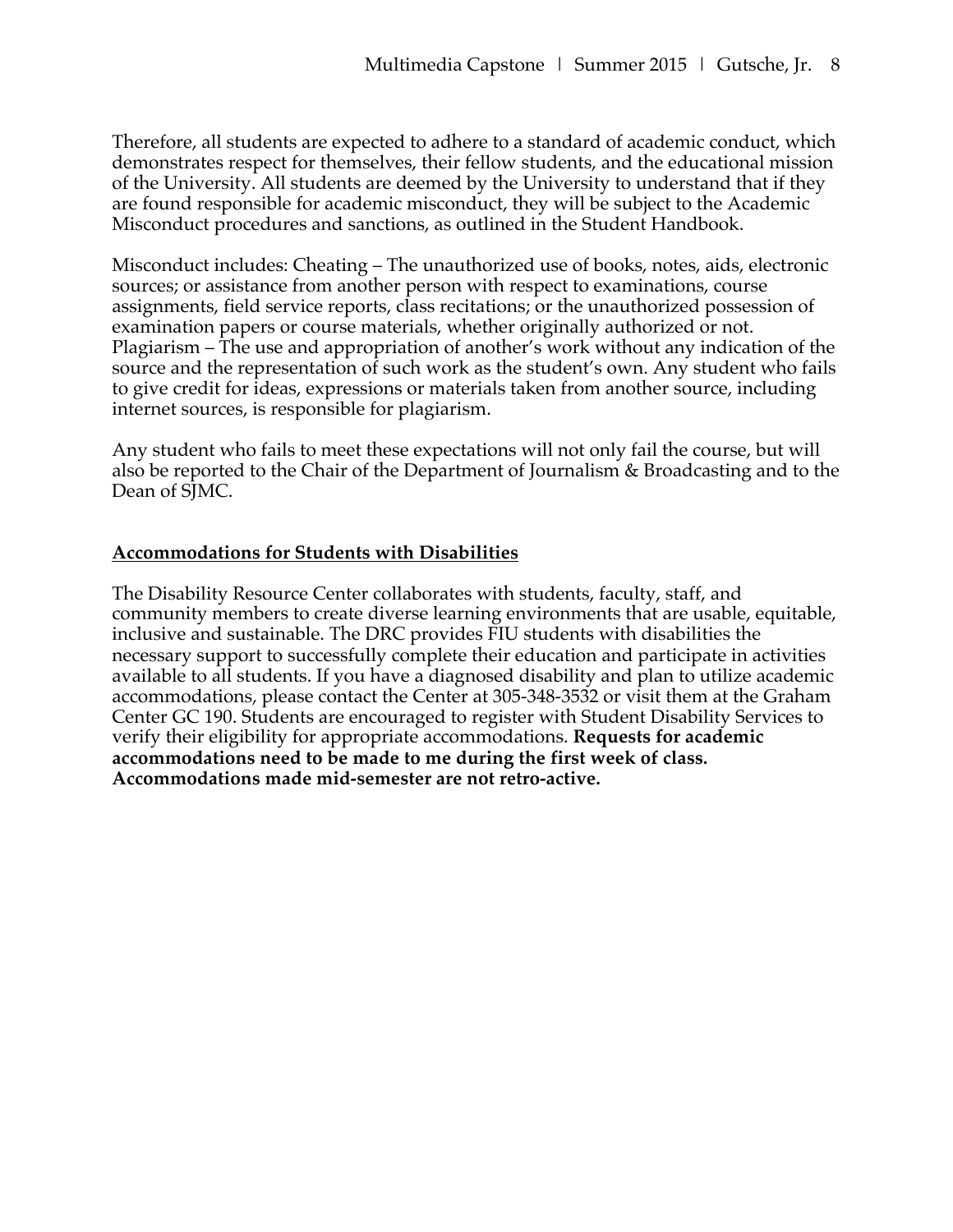Therefore, all students are expected to adhere to a standard of academic conduct, which demonstrates respect for themselves, their fellow students, and the educational mission of the University. All students are deemed by the University to understand that if they are found responsible for academic misconduct, they will be subject to the Academic Misconduct procedures and sanctions, as outlined in the Student Handbook.

Misconduct includes: Cheating – The unauthorized use of books, notes, aids, electronic sources; or assistance from another person with respect to examinations, course assignments, field service reports, class recitations; or the unauthorized possession of examination papers or course materials, whether originally authorized or not. Plagiarism – The use and appropriation of another's work without any indication of the source and the representation of such work as the student's own. Any student who fails to give credit for ideas, expressions or materials taken from another source, including internet sources, is responsible for plagiarism.

Any student who fails to meet these expectations will not only fail the course, but will also be reported to the Chair of the Department of Journalism & Broadcasting and to the Dean of SJMC.

## Accommodations for Students with Disabilities

The Disability Resource Center collaborates with students, faculty, staff, and community members to create diverse learning environments that are usable, equitable, inclusive and sustainable. The DRC provides FIU students with disabilities the necessary support to successfully complete their education and participate in activities available to all students. If you have a diagnosed disability and plan to utilize academic accommodations, please contact the Center at 305-348-3532 or visit them at the Graham Center GC 190. Students are encouraged to register with Student Disability Services to verify their eligibility for appropriate accommodations. **Requests for academic accommodations need to be made to me during the first week of class. Accommodations made mid-semester are not retro-active.**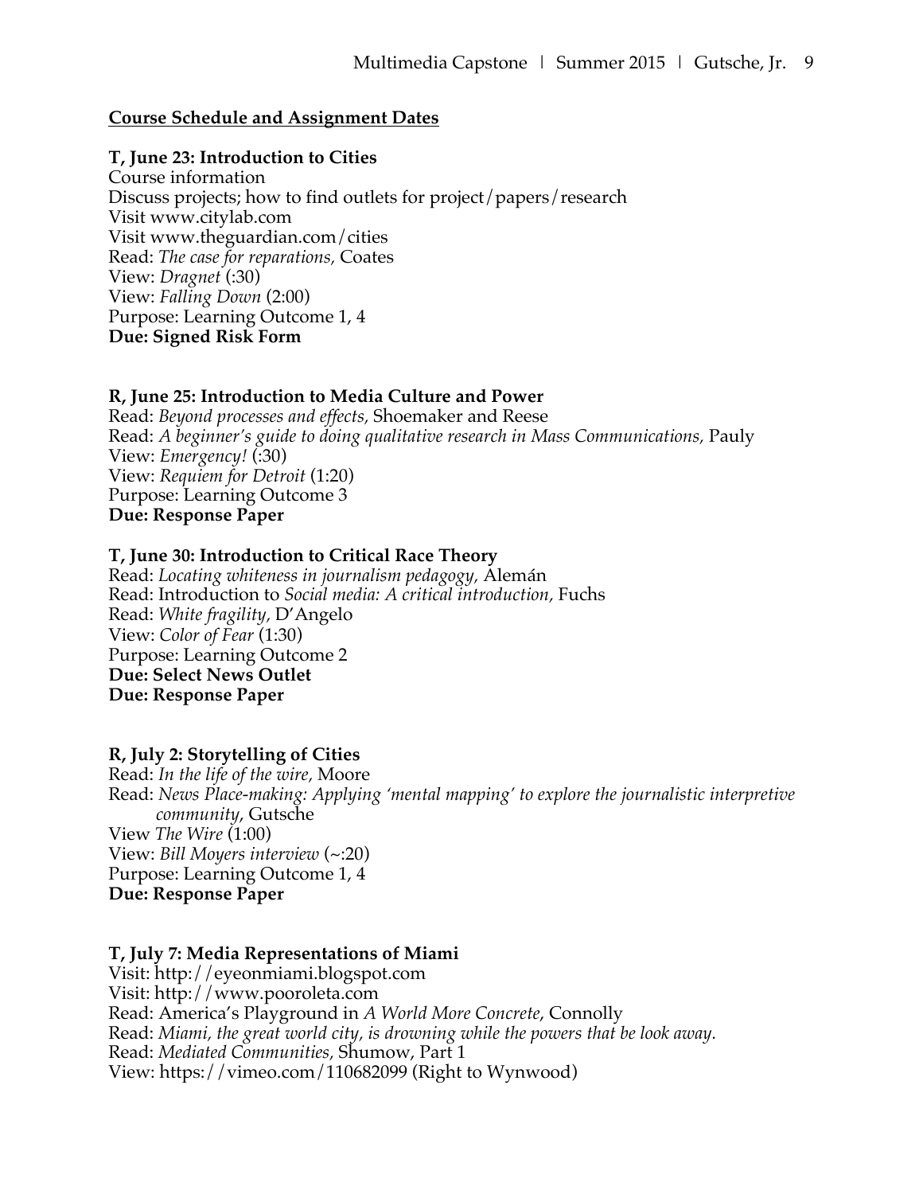**Course Schedule and Assignment Dates**

**T, June 23: Introduction to Cities**
Course information
Discuss projects; how to find outlets for project/papers/research
Visit www.citylab.com
Visit www.theguardian.com/cities
Read: *The case for reparations,* Coates
View: *Dragnet* (:30)
View: *Falling Down* (2:00)
Purpose: Learning Outcome 1, 4
**Due: Signed Risk Form**

**R, June 25: Introduction to Media Culture and Power**
Read: *Beyond processes and effects,* Shoemaker and Reese
Read: *A beginner's guide to doing qualitative research in Mass Communications,* Pauly
View: *Emergency!* (:30)
View: *Requiem for Detroit* (1:20)
Purpose: Learning Outcome 3
**Due: Response Paper**

**T, June 30: Introduction to Critical Race Theory**
Read: *Locating whiteness in journalism pedagogy,* Alemán
Read: Introduction to *Social media: A critical introduction,* Fuchs
Read: *White fragility,* D'Angelo
View: *Color of Fear* (1:30)
Purpose: Learning Outcome 2
**Due: Select News Outlet**
**Due: Response Paper**

**R, July 2: Storytelling of Cities**
Read: *In the life of the wire,* Moore
Read: *News Place-making: Applying 'mental mapping' to explore the journalistic interpretive community*, Gutsche
View *The Wire* (1:00)
View: *Bill Moyers interview* (~:20)
Purpose: Learning Outcome 1, 4
**Due: Response Paper**

**T, July 7: Media Representations of Miami**
Visit: http://eyeonmiami.blogspot.com
Visit: http://www.pooroleta.com
Read: America's Playground in *A World More Concrete*, Connolly
Read: *Miami, the great world city, is drowning while the powers that be look away.*
Read: *Mediated Communities,* Shumow, Part 1
View: https://vimeo.com/110682099 (Right to Wynwood)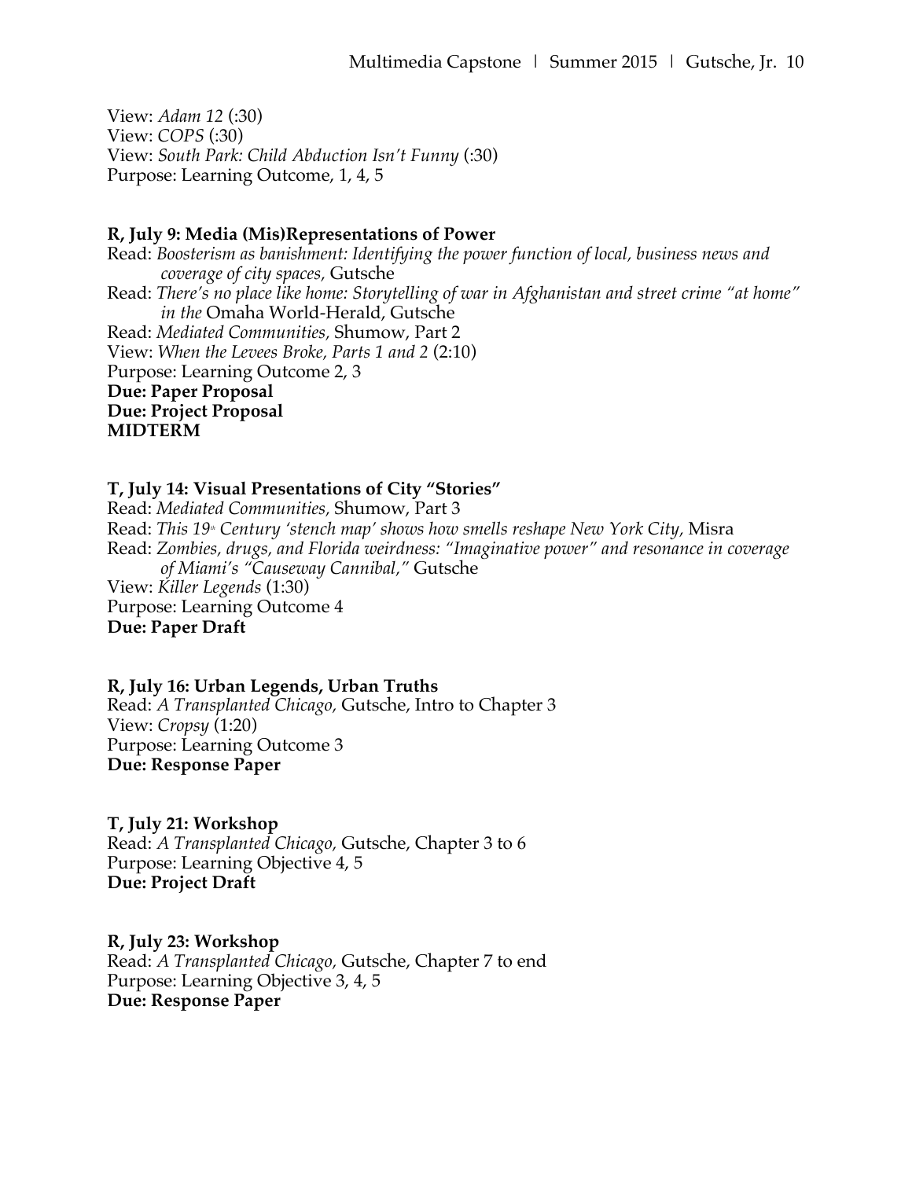View: *Adam 12* (:30)
View: *COPS* (:30)
View: *South Park: Child Abduction Isn't Funny* (:30)
Purpose: Learning Outcome, 1, 4, 5

**R, July 9: Media (Mis)Representations of Power**
Read: *Boosterism as banishment: Identifying the power function of local, business news and coverage of city spaces,* Gutsche
Read: *There's no place like home: Storytelling of war in Afghanistan and street crime "at home" in the* Omaha World-Herald, Gutsche
Read: *Mediated Communities,* Shumow, Part 2
View: *When the Levees Broke, Parts 1 and 2* (2:10)
Purpose: Learning Outcome 2, 3
**Due: Paper Proposal**
**Due: Project Proposal**
**MIDTERM**

**T, July 14: Visual Presentations of City "Stories"**
Read: *Mediated Communities,* Shumow, Part 3
Read: *This 19th Century 'stench map' shows how smells reshape New York City,* Misra
Read: *Zombies, drugs, and Florida weirdness: "Imaginative power" and resonance in coverage of Miami's "Causeway Cannibal,"* Gutsche
View: *Killer Legends* (1:30)
Purpose: Learning Outcome 4
**Due: Paper Draft**

**R, July 16: Urban Legends, Urban Truths**
Read: *A Transplanted Chicago,* Gutsche, Intro to Chapter 3
View: *Cropsy* (1:20)
Purpose: Learning Outcome 3
**Due: Response Paper**

**T, July 21: Workshop**
Read: *A Transplanted Chicago,* Gutsche, Chapter 3 to 6
Purpose: Learning Objective 4, 5
**Due: Project Draft**

**R, July 23: Workshop**
Read: *A Transplanted Chicago,* Gutsche, Chapter 7 to end
Purpose: Learning Objective 3, 4, 5
**Due: Response Paper**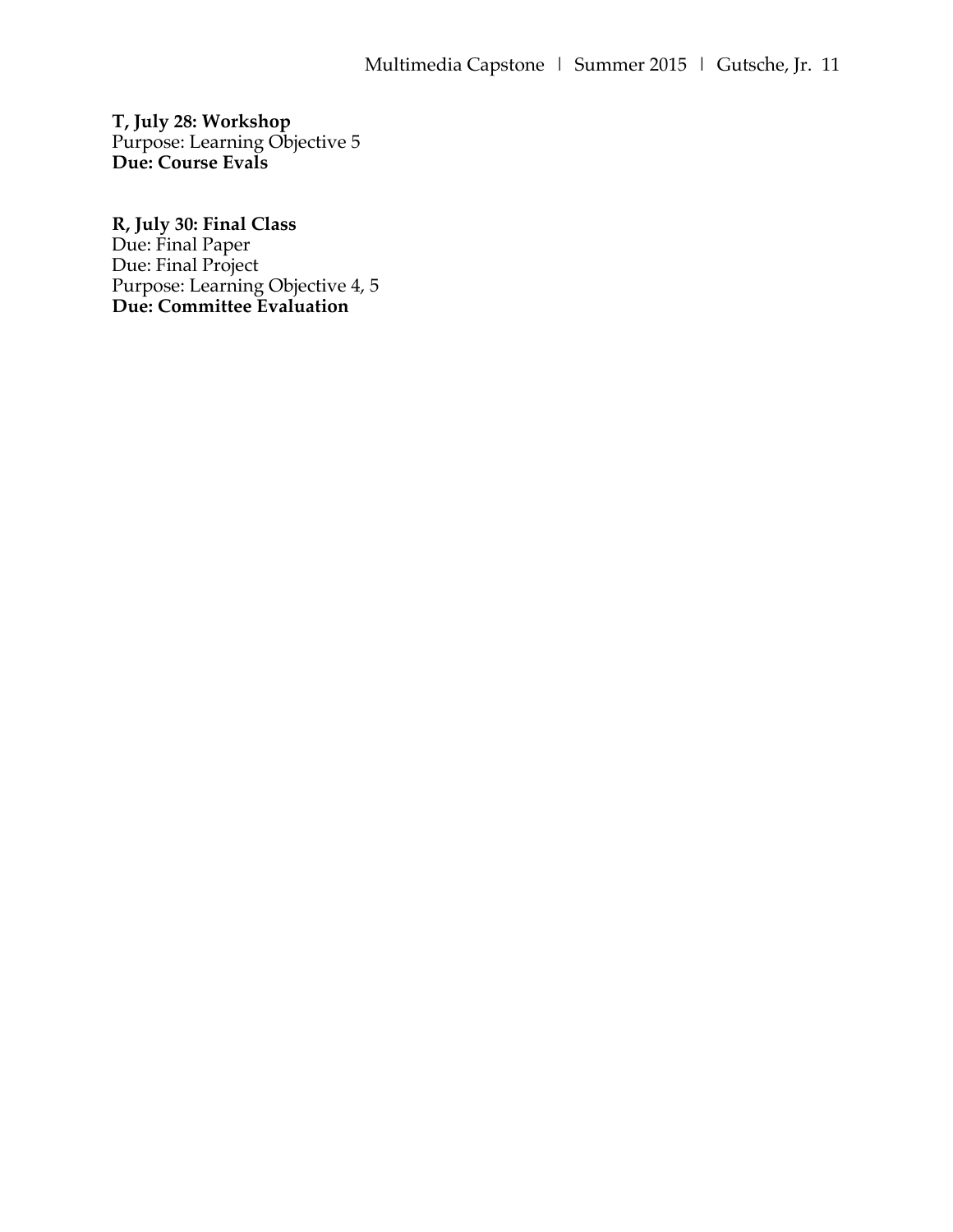**T, July 28: Workshop**
Purpose: Learning Objective 5
**Due: Course Evals**

**R, July 30: Final Class**
Due: Final Paper
Due: Final Project
Purpose: Learning Objective 4, 5
**Due: Committee Evaluation**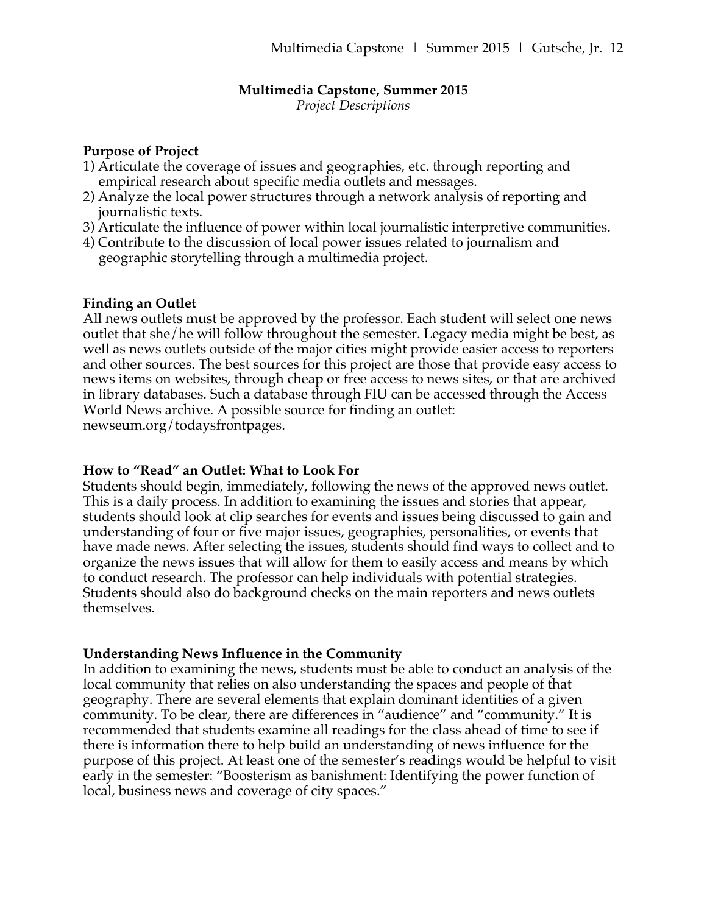**Multimedia Capstone, Summer 2015**
*Project Descriptions*

**Purpose of Project**

1) Articulate the coverage of issues and geographies, etc. through reporting and empirical research about specific media outlets and messages.
2) Analyze the local power structures through a network analysis of reporting and journalistic texts.
3) Articulate the influence of power within local journalistic interpretive communities.
4) Contribute to the discussion of local power issues related to journalism and geographic storytelling through a multimedia project.

**Finding an Outlet**

All news outlets must be approved by the professor. Each student will select one news outlet that she/he will follow throughout the semester. Legacy media might be best, as well as news outlets outside of the major cities might provide easier access to reporters and other sources. The best sources for this project are those that provide easy access to news items on websites, through cheap or free access to news sites, or that are archived in library databases. Such a database through FIU can be accessed through the Access World News archive. A possible source for finding an outlet: newseum.org/todaysfrontpages.

**How to "Read" an Outlet: What to Look For**

Students should begin, immediately, following the news of the approved news outlet. This is a daily process. In addition to examining the issues and stories that appear, students should look at clip searches for events and issues being discussed to gain and understanding of four or five major issues, geographies, personalities, or events that have made news. After selecting the issues, students should find ways to collect and to organize the news issues that will allow for them to easily access and means by which to conduct research. The professor can help individuals with potential strategies. Students should also do background checks on the main reporters and news outlets themselves.

**Understanding News Influence in the Community**

In addition to examining the news, students must be able to conduct an analysis of the local community that relies on also understanding the spaces and people of that geography. There are several elements that explain dominant identities of a given community. To be clear, there are differences in "audience" and "community." It is recommended that students examine all readings for the class ahead of time to see if there is information there to help build an understanding of news influence for the purpose of this project. At least one of the semester's readings would be helpful to visit early in the semester: "Boosterism as banishment: Identifying the power function of local, business news and coverage of city spaces."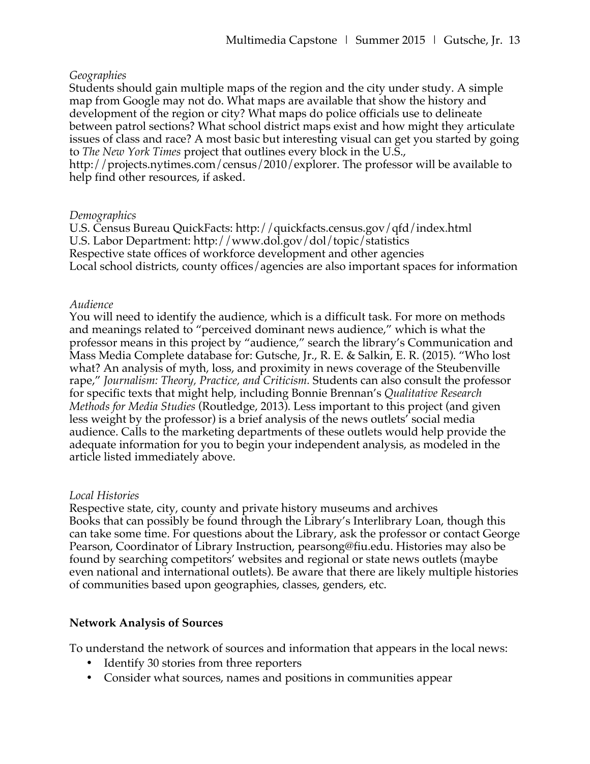*Geographies*

Students should gain multiple maps of the region and the city under study. A simple map from Google may not do. What maps are available that show the history and development of the region or city? What maps do police officials use to delineate between patrol sections? What school district maps exist and how might they articulate issues of class and race? A most basic but interesting visual can get you started by going to *The New York Times* project that outlines every block in the U.S., http://projects.nytimes.com/census/2010/explorer. The professor will be available to help find other resources, if asked.

*Demographics*

U.S. Census Bureau QuickFacts: http://quickfacts.census.gov/qfd/index.html
U.S. Labor Department: http://www.dol.gov/dol/topic/statistics
Respective state offices of workforce development and other agencies
Local school districts, county offices/agencies are also important spaces for information

*Audience*

You will need to identify the audience, which is a difficult task. For more on methods and meanings related to "perceived dominant news audience," which is what the professor means in this project by "audience," search the library's Communication and Mass Media Complete database for: Gutsche, Jr., R. E. & Salkin, E. R. (2015). "Who lost what? An analysis of myth, loss, and proximity in news coverage of the Steubenville rape," *Journalism: Theory, Practice, and Criticism.* Students can also consult the professor for specific texts that might help, including Bonnie Brennan's *Qualitative Research Methods for Media Studies* (Routledge, 2013). Less important to this project (and given less weight by the professor) is a brief analysis of the news outlets' social media audience. Calls to the marketing departments of these outlets would help provide the adequate information for you to begin your independent analysis, as modeled in the article listed immediately above.

*Local Histories*

Respective state, city, county and private history museums and archives
Books that can possibly be found through the Library's Interlibrary Loan, though this can take some time. For questions about the Library, ask the professor or contact George Pearson, Coordinator of Library Instruction, pearsong@fiu.edu. Histories may also be found by searching competitors' websites and regional or state news outlets (maybe even national and international outlets). Be aware that there are likely multiple histories of communities based upon geographies, classes, genders, etc.

**Network Analysis of Sources**

To understand the network of sources and information that appears in the local news:

- Identify 30 stories from three reporters
- Consider what sources, names and positions in communities appear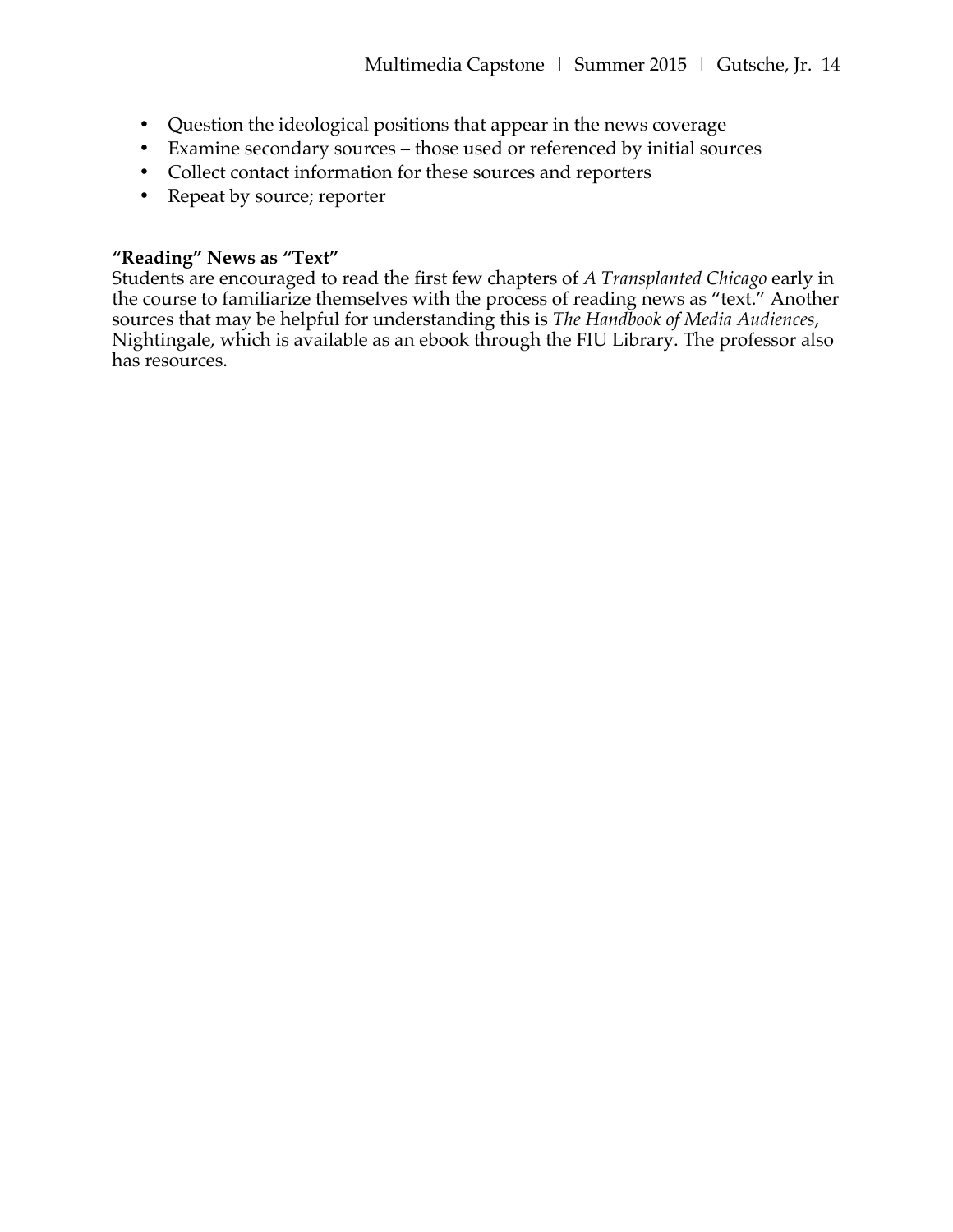- Question the ideological positions that appear in the news coverage
- Examine secondary sources – those used or referenced by initial sources
- Collect contact information for these sources and reporters
- Repeat by source; reporter

**"Reading" News as "Text"**

Students are encouraged to read the first few chapters of *A Transplanted Chicago* early in the course to familiarize themselves with the process of reading news as "text." Another sources that may be helpful for understanding this is *The Handbook of Media Audiences*, Nightingale, which is available as an ebook through the FIU Library. The professor also has resources.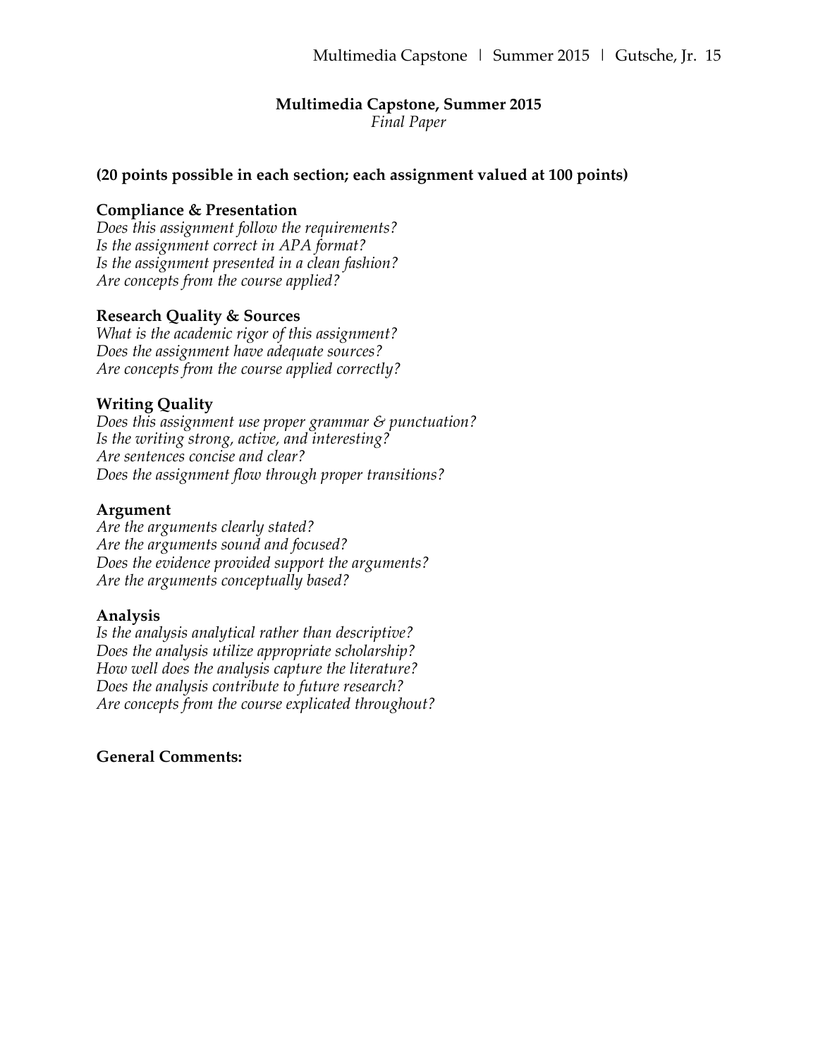**Multimedia Capstone, Summer 2015**
*Final Paper*

**(20 points possible in each section; each assignment valued at 100 points)**

**Compliance & Presentation**
*Does this assignment follow the requirements?*
*Is the assignment correct in APA format?*
*Is the assignment presented in a clean fashion?*
*Are concepts from the course applied?*

**Research Quality & Sources**
*What is the academic rigor of this assignment?*
*Does the assignment have adequate sources?*
*Are concepts from the course applied correctly?*

**Writing Quality**
*Does this assignment use proper grammar & punctuation?*
*Is the writing strong, active, and interesting?*
*Are sentences concise and clear?*
*Does the assignment flow through proper transitions?*

**Argument**
*Are the arguments clearly stated?*
*Are the arguments sound and focused?*
*Does the evidence provided support the arguments?*
*Are the arguments conceptually based?*

**Analysis**
*Is the analysis analytical rather than descriptive?*
*Does the analysis utilize appropriate scholarship?*
*How well does the analysis capture the literature?*
*Does the analysis contribute to future research?*
*Are concepts from the course explicated throughout?*

**General Comments:**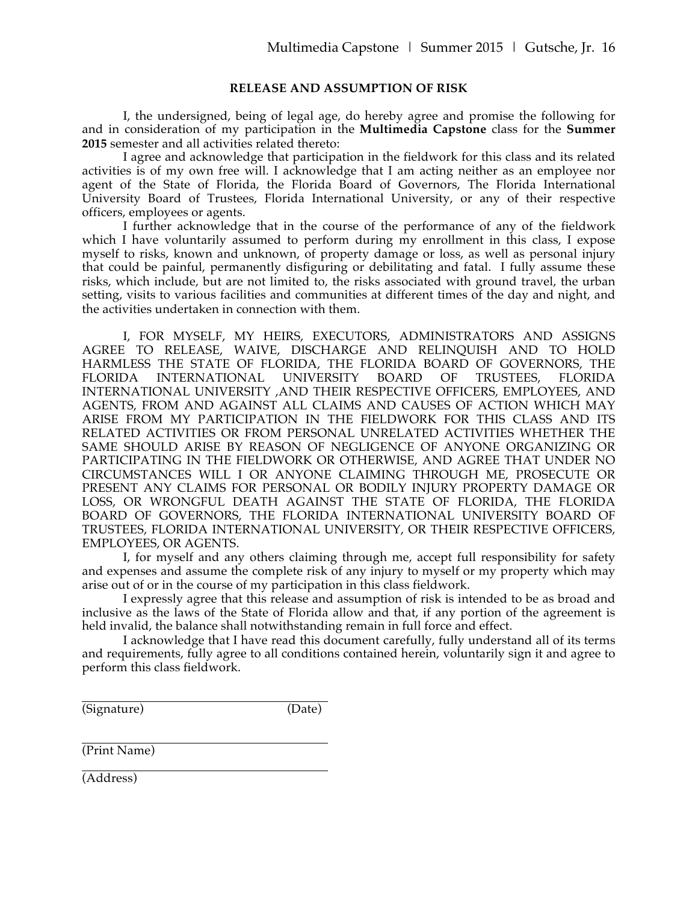**RELEASE AND ASSUMPTION OF RISK**

I, the undersigned, being of legal age, do hereby agree and promise the following for and in consideration of my participation in the **Multimedia Capstone** class for the **Summer 2015** semester and all activities related thereto:

I agree and acknowledge that participation in the fieldwork for this class and its related activities is of my own free will. I acknowledge that I am acting neither as an employee nor agent of the State of Florida, the Florida Board of Governors, The Florida International University Board of Trustees, Florida International University, or any of their respective officers, employees or agents.

I further acknowledge that in the course of the performance of any of the fieldwork which I have voluntarily assumed to perform during my enrollment in this class, I expose myself to risks, known and unknown, of property damage or loss, as well as personal injury that could be painful, permanently disfiguring or debilitating and fatal. I fully assume these risks, which include, but are not limited to, the risks associated with ground travel, the urban setting, visits to various facilities and communities at different times of the day and night, and the activities undertaken in connection with them.

I, FOR MYSELF, MY HEIRS, EXECUTORS, ADMINISTRATORS AND ASSIGNS AGREE TO RELEASE, WAIVE, DISCHARGE AND RELINQUISH AND TO HOLD HARMLESS THE STATE OF FLORIDA, THE FLORIDA BOARD OF GOVERNORS, THE FLORIDA INTERNATIONAL UNIVERSITY BOARD OF TRUSTEES, FLORIDA INTERNATIONAL UNIVERSITY ,AND THEIR RESPECTIVE OFFICERS, EMPLOYEES, AND AGENTS, FROM AND AGAINST ALL CLAIMS AND CAUSES OF ACTION WHICH MAY ARISE FROM MY PARTICIPATION IN THE FIELDWORK FOR THIS CLASS AND ITS RELATED ACTIVITIES OR FROM PERSONAL UNRELATED ACTIVITIES WHETHER THE SAME SHOULD ARISE BY REASON OF NEGLIGENCE OF ANYONE ORGANIZING OR PARTICIPATING IN THE FIELDWORK OR OTHERWISE, AND AGREE THAT UNDER NO CIRCUMSTANCES WILL I OR ANYONE CLAIMING THROUGH ME, PROSECUTE OR PRESENT ANY CLAIMS FOR PERSONAL OR BODILY INJURY PROPERTY DAMAGE OR LOSS, OR WRONGFUL DEATH AGAINST THE STATE OF FLORIDA, THE FLORIDA BOARD OF GOVERNORS, THE FLORIDA INTERNATIONAL UNIVERSITY BOARD OF TRUSTEES, FLORIDA INTERNATIONAL UNIVERSITY, OR THEIR RESPECTIVE OFFICERS, EMPLOYEES, OR AGENTS.

I, for myself and any others claiming through me, accept full responsibility for safety and expenses and assume the complete risk of any injury to myself or my property which may arise out of or in the course of my participation in this class fieldwork.

I expressly agree that this release and assumption of risk is intended to be as broad and inclusive as the laws of the State of Florida allow and that, if any portion of the agreement is held invalid, the balance shall notwithstanding remain in full force and effect.

I acknowledge that I have read this document carefully, fully understand all of its terms and requirements, fully agree to all conditions contained herein, voluntarily sign it and agree to perform this class fieldwork.

\_\_\_\_\_\_\_\_\_\_\_\_\_\_\_\_\_\_\_\_\_\_\_\_\_\_\_\_\_\_\_\_\_\_\_\_\_\_\_\_

(Signature) (Date)

\_\_\_\_\_\_\_\_\_\_\_\_\_\_\_\_\_\_\_\_\_\_\_\_\_\_\_\_\_\_\_\_\_\_\_\_\_\_\_\_

(Print Name)

\_\_\_\_\_\_\_\_\_\_\_\_\_\_\_\_\_\_\_\_\_\_\_\_\_\_\_\_\_\_\_\_\_\_\_\_\_\_\_\_

(Address)